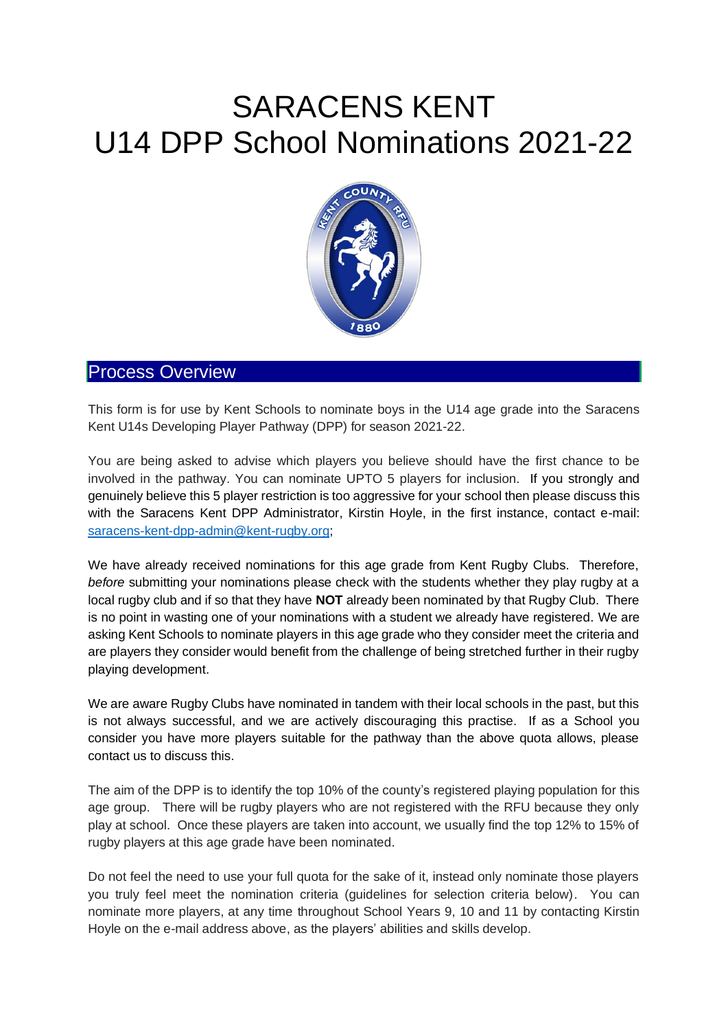# SARACENS KENT
# U14 DPP School Nominations 2021-22

## Process Overview

This form is for use by Kent Schools to nominate boys in the U14 age grade into the Saracens Kent U14s Developing Player Pathway (DPP) for season 2021-22.

You are being asked to advise which players you believe should have the first chance to be involved in the pathway. You can nominate UPTO 5 players for inclusion. If you strongly and genuinely believe this 5 player restriction is too aggressive for your school then please discuss this with the Saracens Kent DPP Administrator, Kirstin Hoyle, in the first instance, contact e-mail: saracens-kent-dpp-admin@kent-rugby.org;

We have already received nominations for this age grade from Kent Rugby Clubs. Therefore, *before* submitting your nominations please check with the students whether they play rugby at a local rugby club and if so that they have **NOT** already been nominated by that Rugby Club. There is no point in wasting one of your nominations with a student we already have registered. We are asking Kent Schools to nominate players in this age grade who they consider meet the criteria and are players they consider would benefit from the challenge of being stretched further in their rugby playing development.

We are aware Rugby Clubs have nominated in tandem with their local schools in the past, but this is not always successful, and we are actively discouraging this practise. If as a School you consider you have more players suitable for the pathway than the above quota allows, please contact us to discuss this.

The aim of the DPP is to identify the top 10% of the county's registered playing population for this age group. There will be rugby players who are not registered with the RFU because they only play at school. Once these players are taken into account, we usually find the top 12% to 15% of rugby players at this age grade have been nominated.

Do not feel the need to use your full quota for the sake of it, instead only nominate those players you truly feel meet the nomination criteria (guidelines for selection criteria below). You can nominate more players, at any time throughout School Years 9, 10 and 11 by contacting Kirstin Hoyle on the e-mail address above, as the players' abilities and skills develop.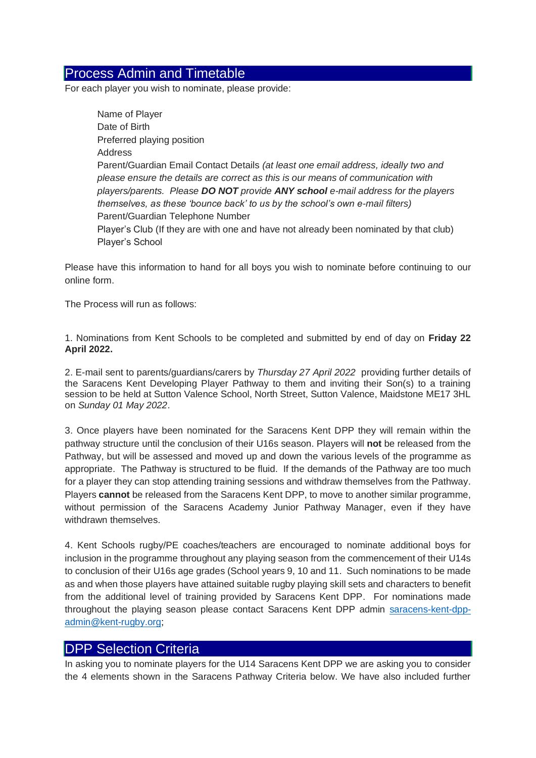## Process Admin and Timetable

For each player you wish to nominate, please provide:

Name of Player
Date of Birth
Preferred playing position
Address
Parent/Guardian Email Contact Details *(at least one email address, ideally two and please ensure the details are correct as this is our means of communication with players/parents. Please **DO NOT** provide **ANY school** e-mail address for the players themselves, as these 'bounce back' to us by the school's own e-mail filters)*
Parent/Guardian Telephone Number
Player's Club (If they are with one and have not already been nominated by that club)
Player's School

Please have this information to hand for all boys you wish to nominate before continuing to our online form.

The Process will run as follows:

1. Nominations from Kent Schools to be completed and submitted by end of day on **Friday 22 April 2022.**

2. E-mail sent to parents/guardians/carers by *Thursday 27 April 2022* providing further details of the Saracens Kent Developing Player Pathway to them and inviting their Son(s) to a training session to be held at Sutton Valence School, North Street, Sutton Valence, Maidstone ME17 3HL on *Sunday 01 May 2022*.

3. Once players have been nominated for the Saracens Kent DPP they will remain within the pathway structure until the conclusion of their U16s season. Players will **not** be released from the Pathway, but will be assessed and moved up and down the various levels of the programme as appropriate. The Pathway is structured to be fluid. If the demands of the Pathway are too much for a player they can stop attending training sessions and withdraw themselves from the Pathway. Players **cannot** be released from the Saracens Kent DPP, to move to another similar programme, without permission of the Saracens Academy Junior Pathway Manager, even if they have withdrawn themselves.

4. Kent Schools rugby/PE coaches/teachers are encouraged to nominate additional boys for inclusion in the programme throughout any playing season from the commencement of their U14s to conclusion of their U16s age grades (School years 9, 10 and 11. Such nominations to be made as and when those players have attained suitable rugby playing skill sets and characters to benefit from the additional level of training provided by Saracens Kent DPP. For nominations made throughout the playing season please contact Saracens Kent DPP admin saracens-kent-dpp-admin@kent-rugby.org;

## DPP Selection Criteria

In asking you to nominate players for the U14 Saracens Kent DPP we are asking you to consider the 4 elements shown in the Saracens Pathway Criteria below. We have also included further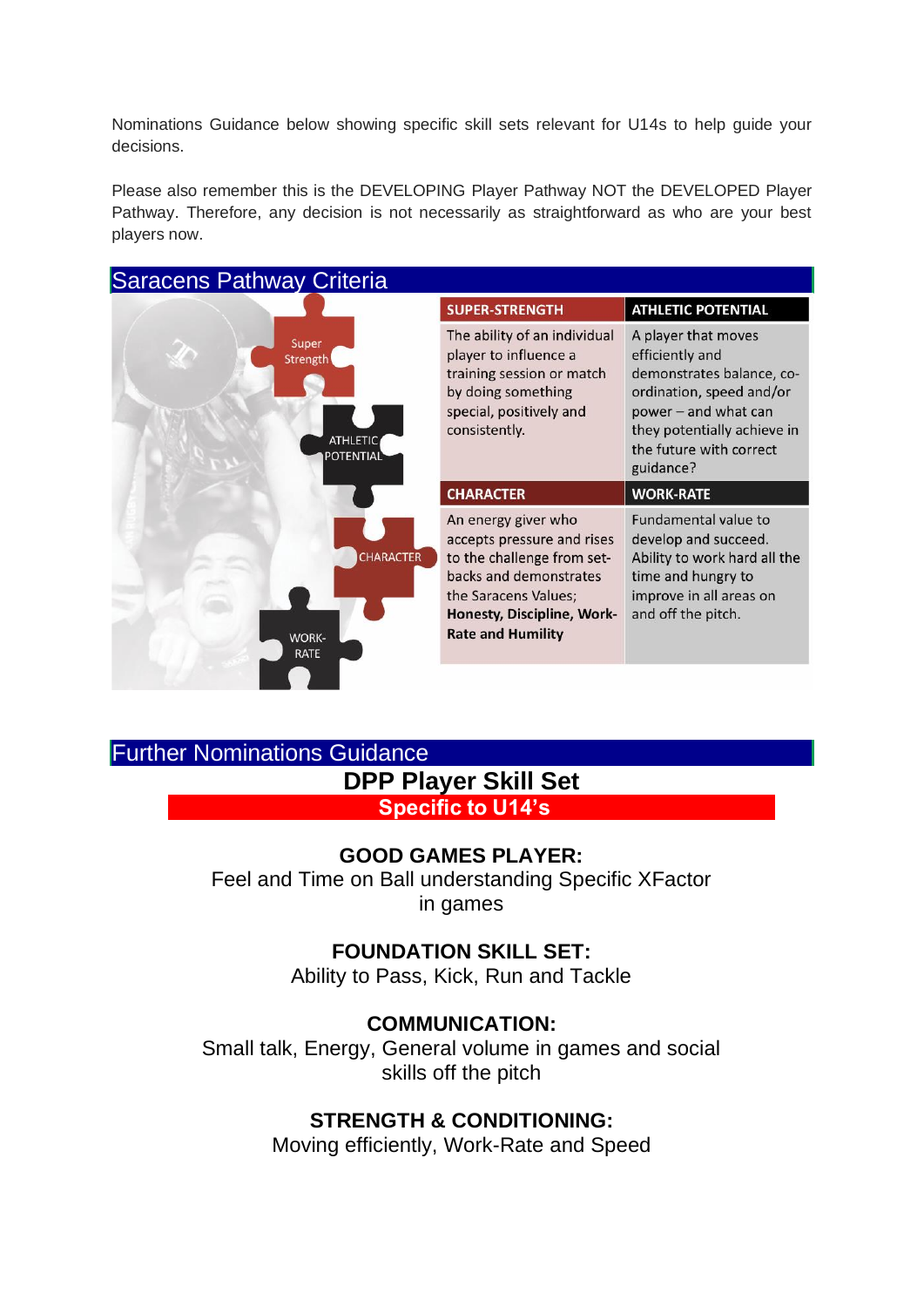Nominations Guidance below showing specific skill sets relevant for U14s to help guide your decisions.

Please also remember this is the DEVELOPING Player Pathway NOT the DEVELOPED Player Pathway. Therefore, any decision is not necessarily as straightforward as who are your best players now.

## Saracens Pathway Criteria

Super Strength

ATHLETIC POTENTIAL

CHARACTER

WORK-RATE

| SUPER-STRENGTH | ATHLETIC POTENTIAL |
|---|---|
| The ability of an individual player to influence a training session or match by doing something special, positively and consistently. | A player that moves efficiently and demonstrates balance, co-ordination, speed and/or power – and what can they potentially achieve in the future with correct guidance? |
| **CHARACTER** | **WORK-RATE** |
| An energy giver who accepts pressure and rises to the challenge from set-backs and demonstrates the Saracens Values; **Honesty, Discipline, Work-Rate and Humility** | Fundamental value to develop and succeed. Ability to work hard all the time and hungry to improve in all areas on and off the pitch. |

## Further Nominations Guidance

### DPP Player Skill Set

**Specific to U14's**

**GOOD GAMES PLAYER:**
Feel and Time on Ball understanding Specific XFactor in games

**FOUNDATION SKILL SET:**
Ability to Pass, Kick, Run and Tackle

**COMMUNICATION:**
Small talk, Energy, General volume in games and social skills off the pitch

**STRENGTH & CONDITIONING:**
Moving efficiently, Work-Rate and Speed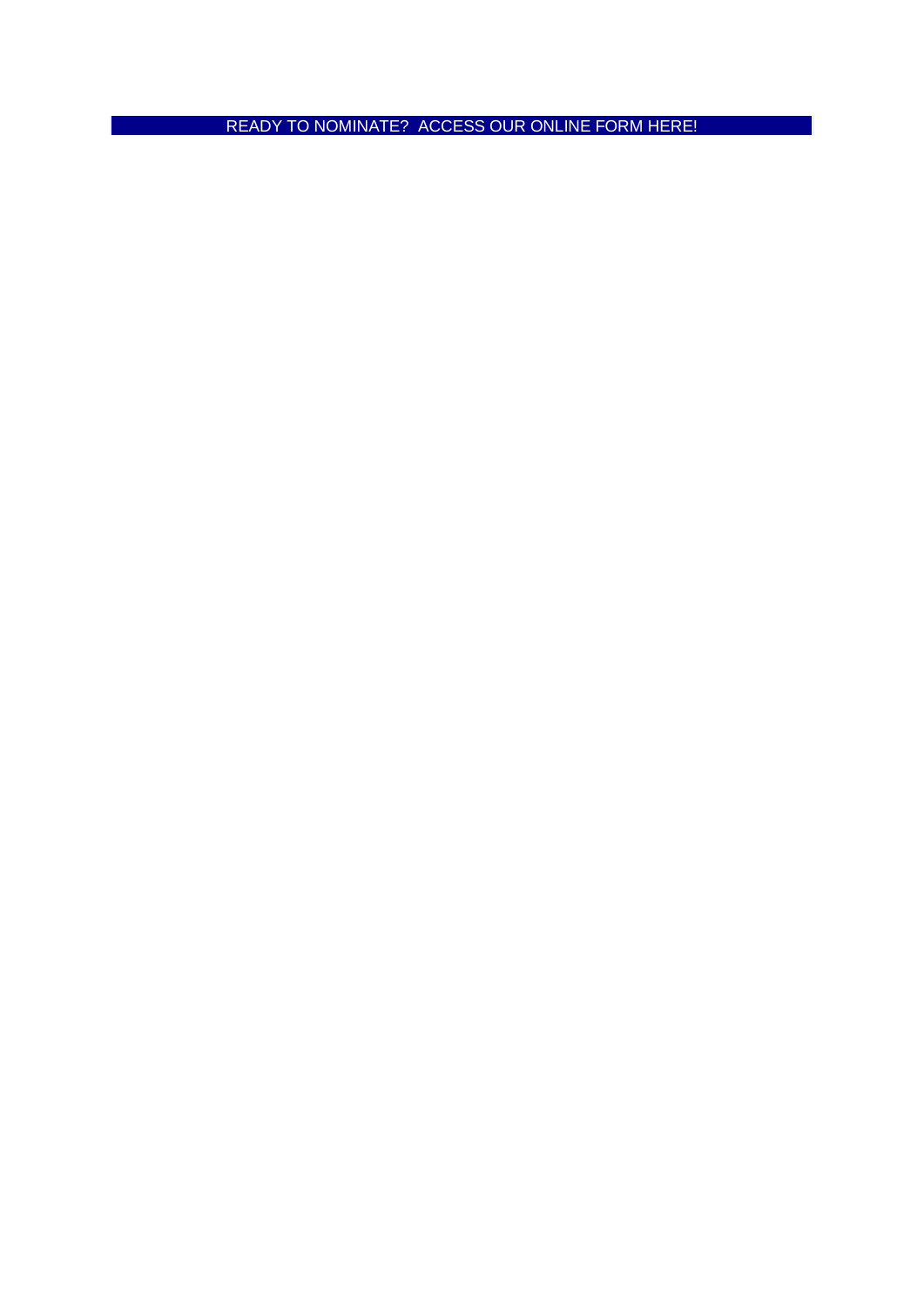READY TO NOMINATE? ACCESS OUR ONLINE FORM HERE!